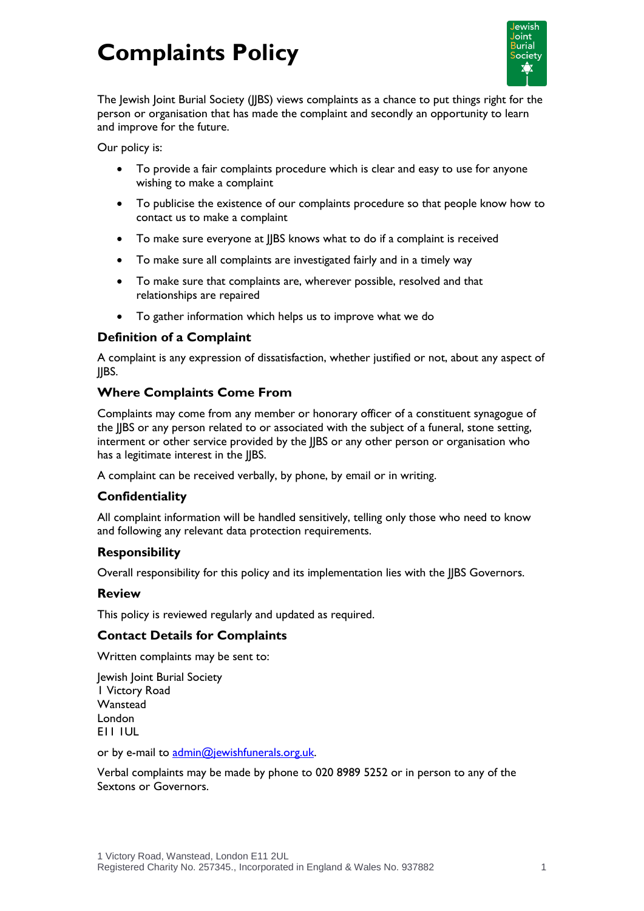# Complaints Policy

The Jewish Joint Burial Society (JJBS) views complaints as a chance to put things right for the person or organisation that has made the complaint and secondly an opportunity to learn and improve for the future.

Our policy is:

- To provide a fair complaints procedure which is clear and easy to use for anyone wishing to make a complaint
- To publicise the existence of our complaints procedure so that people know how to contact us to make a complaint
- To make sure everyone at JJBS knows what to do if a complaint is received
- To make sure all complaints are investigated fairly and in a timely way
- To make sure that complaints are, wherever possible, resolved and that relationships are repaired
- To gather information which helps us to improve what we do

### Definition of a Complaint

A complaint is any expression of dissatisfaction, whether justified or not, about any aspect of JJBS.

### Where Complaints Come From

Complaints may come from any member or honorary officer of a constituent synagogue of the JJBS or any person related to or associated with the subject of a funeral, stone setting, interment or other service provided by the JJBS or any other person or organisation who has a legitimate interest in the JJBS.

A complaint can be received verbally, by phone, by email or in writing.

### Confidentiality

All complaint information will be handled sensitively, telling only those who need to know and following any relevant data protection requirements.

### Responsibility

Overall responsibility for this policy and its implementation lies with the JJBS Governors.

### Review

This policy is reviewed regularly and updated as required.

### Contact Details for Complaints

Written complaints may be sent to:

Jewish Joint Burial Society
1 Victory Road
Wanstead
London
E11 1UL

or by e-mail to admin@jewishfunerals.org.uk.

Verbal complaints may be made by phone to 020 8989 5252 or in person to any of the Sextons or Governors.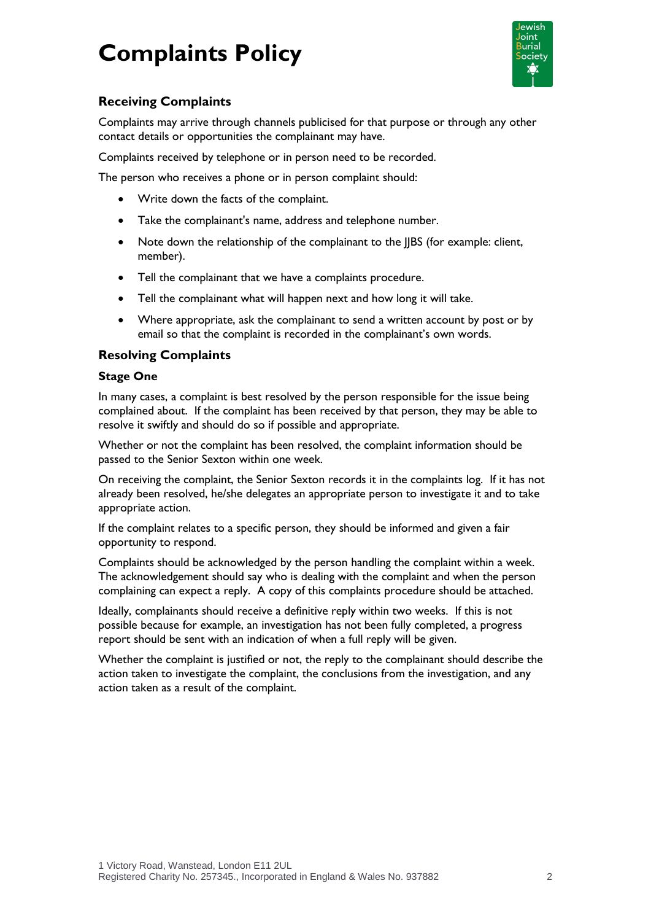# Complaints Policy

## Receiving Complaints

Complaints may arrive through channels publicised for that purpose or through any other contact details or opportunities the complainant may have.

Complaints received by telephone or in person need to be recorded.

The person who receives a phone or in person complaint should:

- Write down the facts of the complaint.
- Take the complainant's name, address and telephone number.
- Note down the relationship of the complainant to the JJBS (for example: client, member).
- Tell the complainant that we have a complaints procedure.
- Tell the complainant what will happen next and how long it will take.
- Where appropriate, ask the complainant to send a written account by post or by email so that the complaint is recorded in the complainant's own words.

## Resolving Complaints

### Stage One

In many cases, a complaint is best resolved by the person responsible for the issue being complained about. If the complaint has been received by that person, they may be able to resolve it swiftly and should do so if possible and appropriate.

Whether or not the complaint has been resolved, the complaint information should be passed to the Senior Sexton within one week.

On receiving the complaint, the Senior Sexton records it in the complaints log. If it has not already been resolved, he/she delegates an appropriate person to investigate it and to take appropriate action.

If the complaint relates to a specific person, they should be informed and given a fair opportunity to respond.

Complaints should be acknowledged by the person handling the complaint within a week. The acknowledgement should say who is dealing with the complaint and when the person complaining can expect a reply. A copy of this complaints procedure should be attached.

Ideally, complainants should receive a definitive reply within two weeks. If this is not possible because for example, an investigation has not been fully completed, a progress report should be sent with an indication of when a full reply will be given.

Whether the complaint is justified or not, the reply to the complainant should describe the action taken to investigate the complaint, the conclusions from the investigation, and any action taken as a result of the complaint.

1 Victory Road, Wanstead, London E11 2UL
Registered Charity No. 257345., Incorporated in England & Wales No. 937882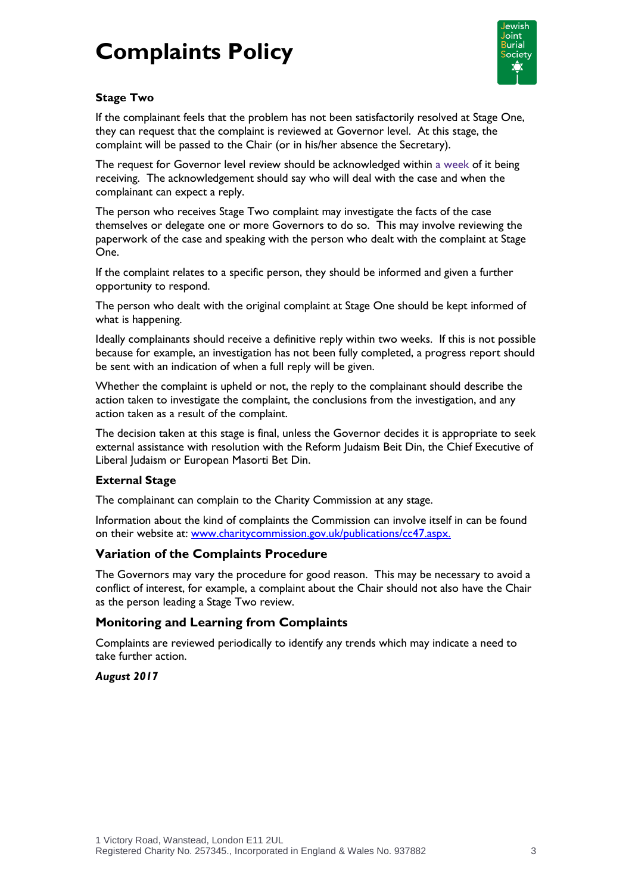# Complaints Policy

### Stage Two

If the complainant feels that the problem has not been satisfactorily resolved at Stage One, they can request that the complaint is reviewed at Governor level. At this stage, the complaint will be passed to the Chair (or in his/her absence the Secretary).

The request for Governor level review should be acknowledged within a week of it being receiving. The acknowledgement should say who will deal with the case and when the complainant can expect a reply.

The person who receives Stage Two complaint may investigate the facts of the case themselves or delegate one or more Governors to do so. This may involve reviewing the paperwork of the case and speaking with the person who dealt with the complaint at Stage One.

If the complaint relates to a specific person, they should be informed and given a further opportunity to respond.

The person who dealt with the original complaint at Stage One should be kept informed of what is happening.

Ideally complainants should receive a definitive reply within two weeks. If this is not possible because for example, an investigation has not been fully completed, a progress report should be sent with an indication of when a full reply will be given.

Whether the complaint is upheld or not, the reply to the complainant should describe the action taken to investigate the complaint, the conclusions from the investigation, and any action taken as a result of the complaint.

The decision taken at this stage is final, unless the Governor decides it is appropriate to seek external assistance with resolution with the Reform Judaism Beit Din, the Chief Executive of Liberal Judaism or European Masorti Bet Din.

### External Stage

The complainant can complain to the Charity Commission at any stage.

Information about the kind of complaints the Commission can involve itself in can be found on their website at: www.charitycommission.gov.uk/publications/cc47.aspx.

## Variation of the Complaints Procedure

The Governors may vary the procedure for good reason. This may be necessary to avoid a conflict of interest, for example, a complaint about the Chair should not also have the Chair as the person leading a Stage Two review.

## Monitoring and Learning from Complaints

Complaints are reviewed periodically to identify any trends which may indicate a need to take further action.

***August 2017***